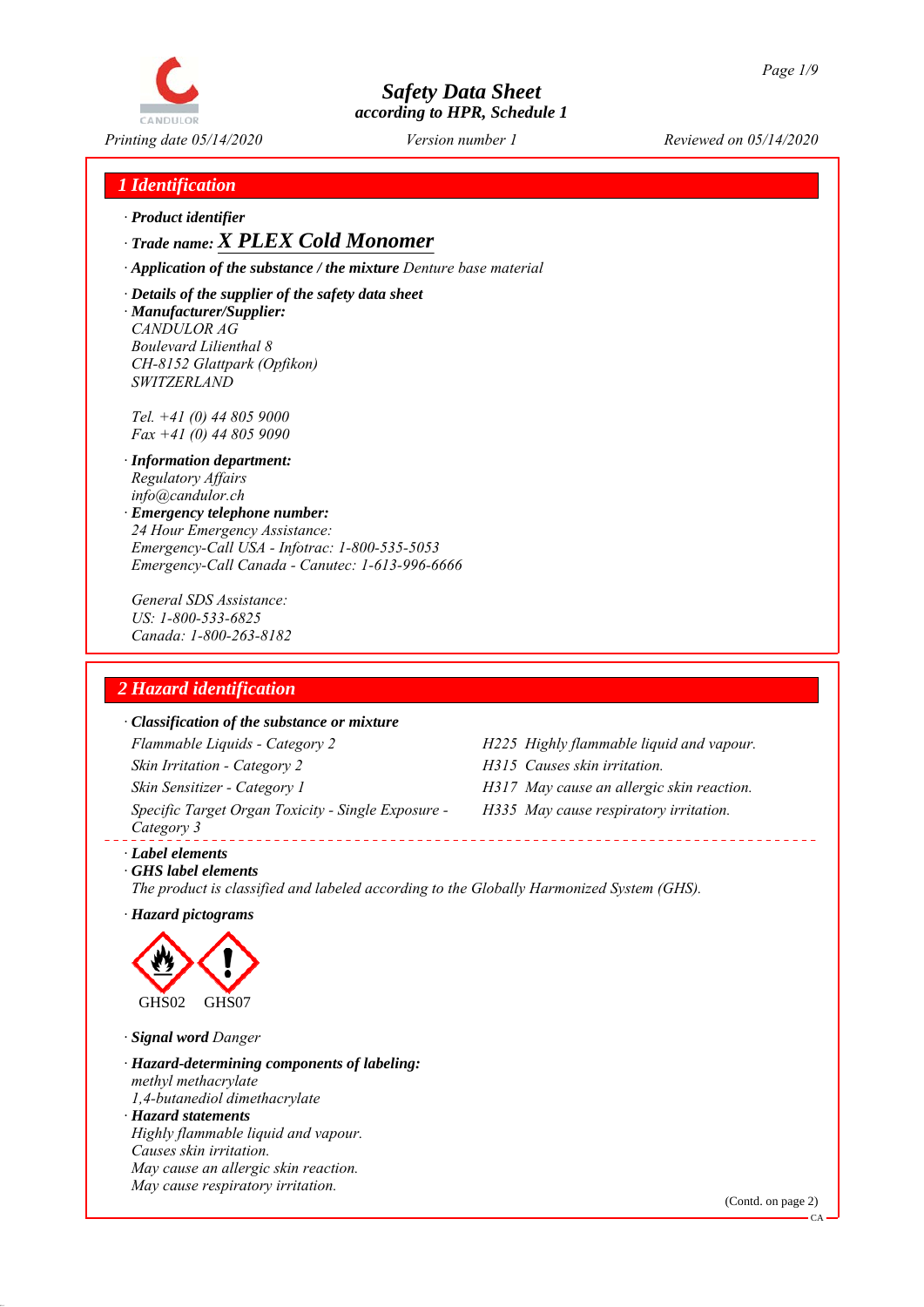# Safety Data Sheet

*according to HPR, Schedule 1*

*Printing date 05/14/2020* *Version number 1* *Reviewed on 05/14/2020*

## 1 Identification

· **Product identifier**

· **Trade name:** ***X PLEX Cold Monomer***

· **Application of the substance / the mixture** *Denture base material*

· **Details of the supplier of the safety data sheet**

· **Manufacturer/Supplier:**
CANDULOR AG
Boulevard Lilienthal 8
CH-8152 Glattpark (Opfikon)
SWITZERLAND

Tel. +41 (0) 44 805 9000
Fax +41 (0) 44 805 9090

· **Information department:**
Regulatory Affairs
info@candulor.ch

· **Emergency telephone number:**
24 Hour Emergency Assistance:
Emergency-Call USA - Infotrac: 1-800-535-5053
Emergency-Call Canada - Canutec: 1-613-996-6666

General SDS Assistance:
US: 1-800-533-6825
Canada: 1-800-263-8182

## 2 Hazard identification

· **Classification of the substance or mixture**

| Classification | Hazard statement |
|---|---|
| Flammable Liquids - Category 2 | H225 Highly flammable liquid and vapour. |
| Skin Irritation - Category 2 | H315 Causes skin irritation. |
| Skin Sensitizer - Category 1 | H317 May cause an allergic skin reaction. |
| Specific Target Organ Toxicity - Single Exposure - Category 3 | H335 May cause respiratory irritation. |

· **Label elements**

· **GHS label elements**
*The product is classified and labeled according to the Globally Harmonized System (GHS).*

· **Hazard pictograms**

GHS02 GHS07

· **Signal word** *Danger*

· **Hazard-determining components of labeling:**
methyl methacrylate
1,4-butanediol dimethacrylate

· **Hazard statements**
Highly flammable liquid and vapour.
Causes skin irritation.
May cause an allergic skin reaction.
May cause respiratory irritation.

(Contd. on page 2)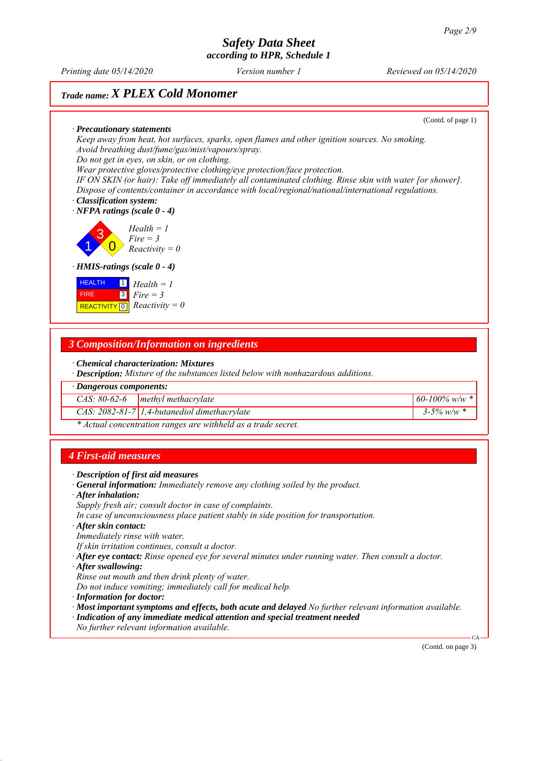## Trade name: X PLEX Cold Monomer

(Contd. of page 1)

· **Precautionary statements**
Keep away from heat, hot surfaces, sparks, open flames and other ignition sources. No smoking.
Avoid breathing dust/fume/gas/mist/vapours/spray.
Do not get in eyes, on skin, or on clothing.
Wear protective gloves/protective clothing/eye protection/face protection.
IF ON SKIN (or hair): Take off immediately all contaminated clothing. Rinse skin with water [or shower].
Dispose of contents/container in accordance with local/regional/national/international regulations.

· **Classification system:**

· **NFPA ratings (scale 0 - 4)**

Health = 1
Fire = 3
Reactivity = 0

· **HMIS-ratings (scale 0 - 4)**

| | | |
|---|---|---|
| HEALTH | 1 | Health = 1 |
| FIRE | 3 | Fire = 3 |
| REACTIVITY | 0 | Reactivity = 0 |

## 3 Composition/Information on ingredients

· **Chemical characterization: Mixtures**
· **Description:** Mixture of the substances listed below with nonhazardous additions.

· **Dangerous components:**

| | | |
|---|---|---|
| CAS: 80-62-6 | methyl methacrylate | 60-100% w/w * |
| CAS: 2082-81-7 | 1,4-butanediol dimethacrylate | 3-5% w/w * |

* Actual concentration ranges are withheld as a trade secret.

## 4 First-aid measures

· **Description of first aid measures**
· **General information:** Immediately remove any clothing soiled by the product.
· **After inhalation:**
Supply fresh air; consult doctor in case of complaints.
In case of unconsciousness place patient stably in side position for transportation.
· **After skin contact:**
Immediately rinse with water.
If skin irritation continues, consult a doctor.
· **After eye contact:** Rinse opened eye for several minutes under running water. Then consult a doctor.
· **After swallowing:**
Rinse out mouth and then drink plenty of water.
Do not induce vomiting; immediately call for medical help.
· **Information for doctor:**
· **Most important symptoms and effects, both acute and delayed** No further relevant information available.
· **Indication of any immediate medical attention and special treatment needed**
No further relevant information available.

(Contd. on page 3)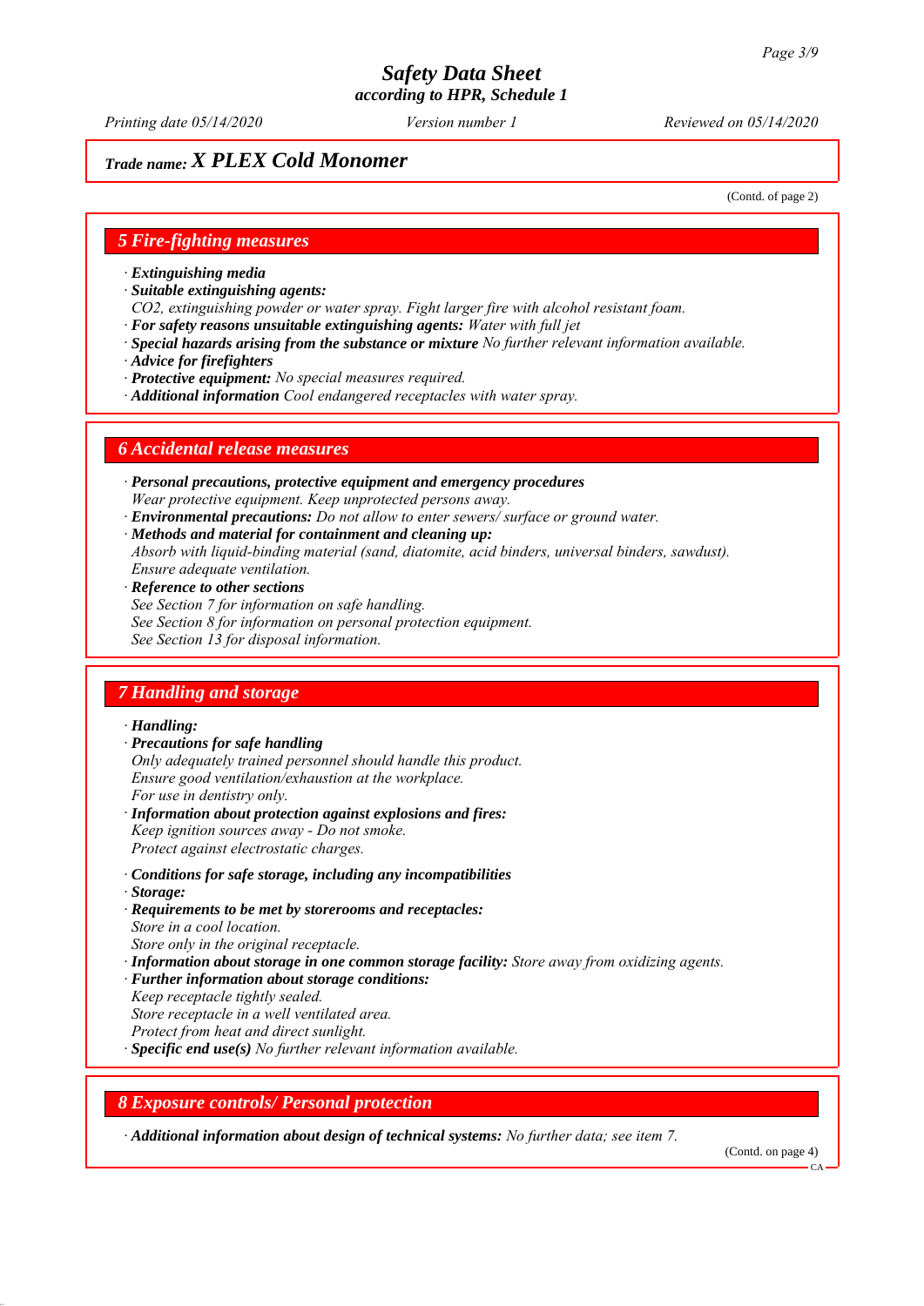**Trade name: *X PLEX Cold Monomer***

(Contd. of page 2)

## 5 Fire-fighting measures

· ***Extinguishing media***
· ***Suitable extinguishing agents:***
*$CO_2$, extinguishing powder or water spray. Fight larger fire with alcohol resistant foam.*
· ***For safety reasons unsuitable extinguishing agents:*** *Water with full jet*
· ***Special hazards arising from the substance or mixture*** *No further relevant information available.*
· ***Advice for firefighters***
· ***Protective equipment:*** *No special measures required.*
· ***Additional information*** *Cool endangered receptacles with water spray.*

## 6 Accidental release measures

· ***Personal precautions, protective equipment and emergency procedures***
*Wear protective equipment. Keep unprotected persons away.*
· ***Environmental precautions:*** *Do not allow to enter sewers/ surface or ground water.*
· ***Methods and material for containment and cleaning up:***
*Absorb with liquid-binding material (sand, diatomite, acid binders, universal binders, sawdust).*
*Ensure adequate ventilation.*
· ***Reference to other sections***
*See Section 7 for information on safe handling.*
*See Section 8 for information on personal protection equipment.*
*See Section 13 for disposal information.*

## 7 Handling and storage

· ***Handling:***
· ***Precautions for safe handling***
*Only adequately trained personnel should handle this product.*
*Ensure good ventilation/exhaustion at the workplace.*
*For use in dentistry only.*
· ***Information about protection against explosions and fires:***
*Keep ignition sources away - Do not smoke.*
*Protect against electrostatic charges.*

· ***Conditions for safe storage, including any incompatibilities***
· ***Storage:***
· ***Requirements to be met by storerooms and receptacles:***
*Store in a cool location.*
*Store only in the original receptacle.*
· ***Information about storage in one common storage facility:*** *Store away from oxidizing agents.*
· ***Further information about storage conditions:***
*Keep receptacle tightly sealed.*
*Store receptacle in a well ventilated area.*
*Protect from heat and direct sunlight.*
· ***Specific end use(s)*** *No further relevant information available.*

## 8 Exposure controls/ Personal protection

· ***Additional information about design of technical systems:*** *No further data; see item 7.*

(Contd. on page 4)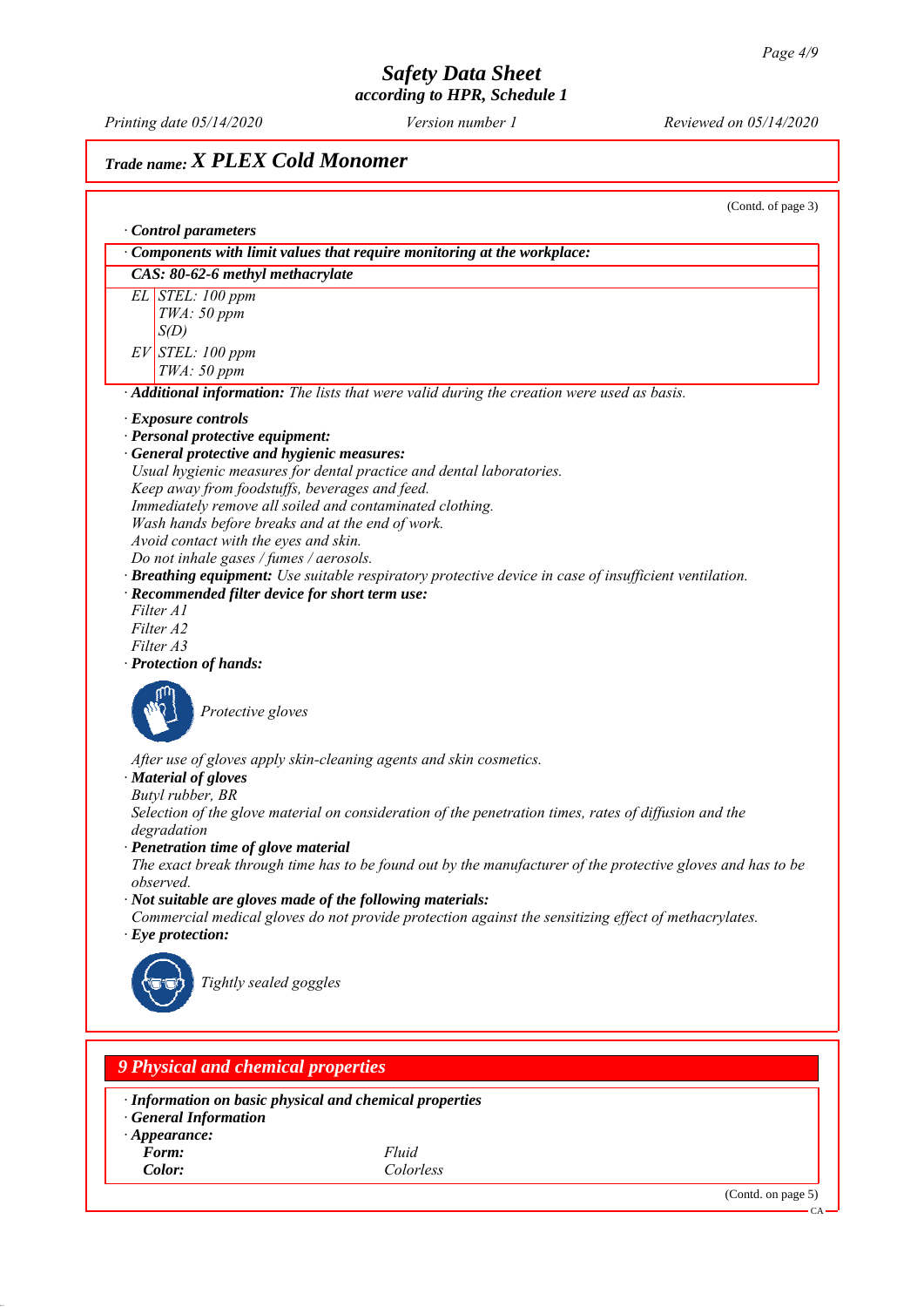## Trade name: X PLEX Cold Monomer

(Contd. of page 3)

· **Control parameters**

| · Components with limit values that require monitoring at the workplace: | |
|---|---|
| **CAS: 80-62-6 methyl methacrylate** | |
| EL | STEL: 100 ppm<br>TWA: 50 ppm<br>S(D) |
| EV | STEL: 100 ppm<br>TWA: 50 ppm |

· **Additional information:** The lists that were valid during the creation were used as basis.

· **Exposure controls**
· **Personal protective equipment:**
· **General protective and hygienic measures:**
Usual hygienic measures for dental practice and dental laboratories.
Keep away from foodstuffs, beverages and feed.
Immediately remove all soiled and contaminated clothing.
Wash hands before breaks and at the end of work.
Avoid contact with the eyes and skin.
Do not inhale gases / fumes / aerosols.
· **Breathing equipment:** Use suitable respiratory protective device in case of insufficient ventilation.
· **Recommended filter device for short term use:**
Filter A1
Filter A2
Filter A3
· **Protection of hands:**

Protective gloves

After use of gloves apply skin-cleaning agents and skin cosmetics.
· **Material of gloves**
Butyl rubber, BR
Selection of the glove material on consideration of the penetration times, rates of diffusion and the degradation
· **Penetration time of glove material**
The exact break through time has to be found out by the manufacturer of the protective gloves and has to be observed.
· **Not suitable are gloves made of the following materials:**
Commercial medical gloves do not provide protection against the sensitizing effect of methacrylates.
· **Eye protection:**

Tightly sealed goggles

## 9 Physical and chemical properties

· **Information on basic physical and chemical properties**
· **General Information**
· **Appearance:**

| | |
|---|---|
| **Form:** | Fluid |
| **Color:** | Colorless |

(Contd. on page 5)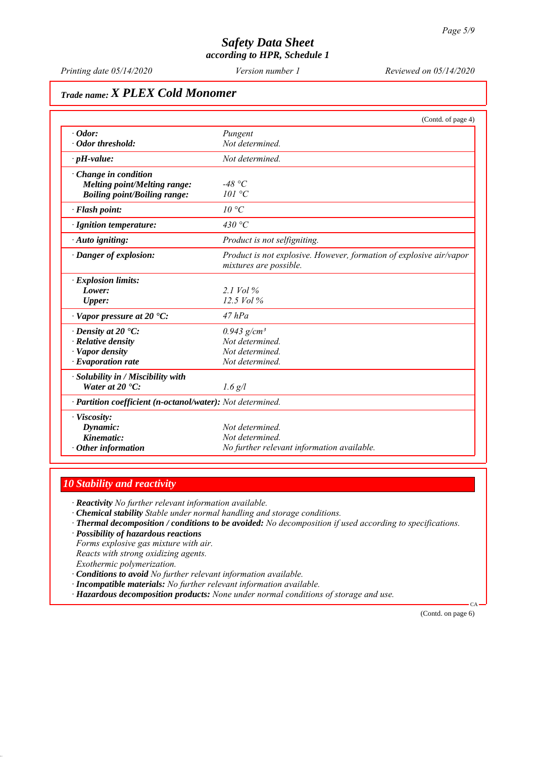# Safety Data Sheet
### according to HPR, Schedule 1

*Printing date 05/14/2020* — *Version number 1* — *Reviewed on 05/14/2020*

## Trade name: X PLEX Cold Monomer

(Contd. of page 4)

| | |
|---|---|
| · **Odor:** | Pungent |
| · **Odor threshold:** | Not determined. |
| · **pH-value:** | Not determined. |
| · **Change in condition** | |
| **Melting point/Melting range:** | -48 °C |
| **Boiling point/Boiling range:** | 101 °C |
| · **Flash point:** | 10 °C |
| · **Ignition temperature:** | 430 °C |
| · **Auto igniting:** | Product is not selfigniting. |
| · **Danger of explosion:** | Product is not explosive. However, formation of explosive air/vapor mixtures are possible. |
| · **Explosion limits:** | |
| **Lower:** | 2.1 Vol % |
| **Upper:** | 12.5 Vol % |
| · **Vapor pressure at 20 °C:** | 47 hPa |
| · **Density at 20 °C:** | 0.943 g/cm³ |
| · **Relative density** | Not determined. |
| · **Vapor density** | Not determined. |
| · **Evaporation rate** | Not determined. |
| · **Solubility in / Miscibility with** | |
| **Water at 20 °C:** | 1.6 g/l |
| · **Partition coefficient (n-octanol/water):** | Not determined. |
| · **Viscosity:** | |
| **Dynamic:** | Not determined. |
| **Kinematic:** | Not determined. |
| · **Other information** | No further relevant information available. |

## 10 Stability and reactivity

· **Reactivity** No further relevant information available.
· **Chemical stability** Stable under normal handling and storage conditions.
· **Thermal decomposition / conditions to be avoided:** No decomposition if used according to specifications.
· **Possibility of hazardous reactions**
Forms explosive gas mixture with air.
Reacts with strong oxidizing agents.
Exothermic polymerization.
· **Conditions to avoid** No further relevant information available.
· **Incompatible materials:** No further relevant information available.
· **Hazardous decomposition products:** None under normal conditions of storage and use.

(Contd. on page 6)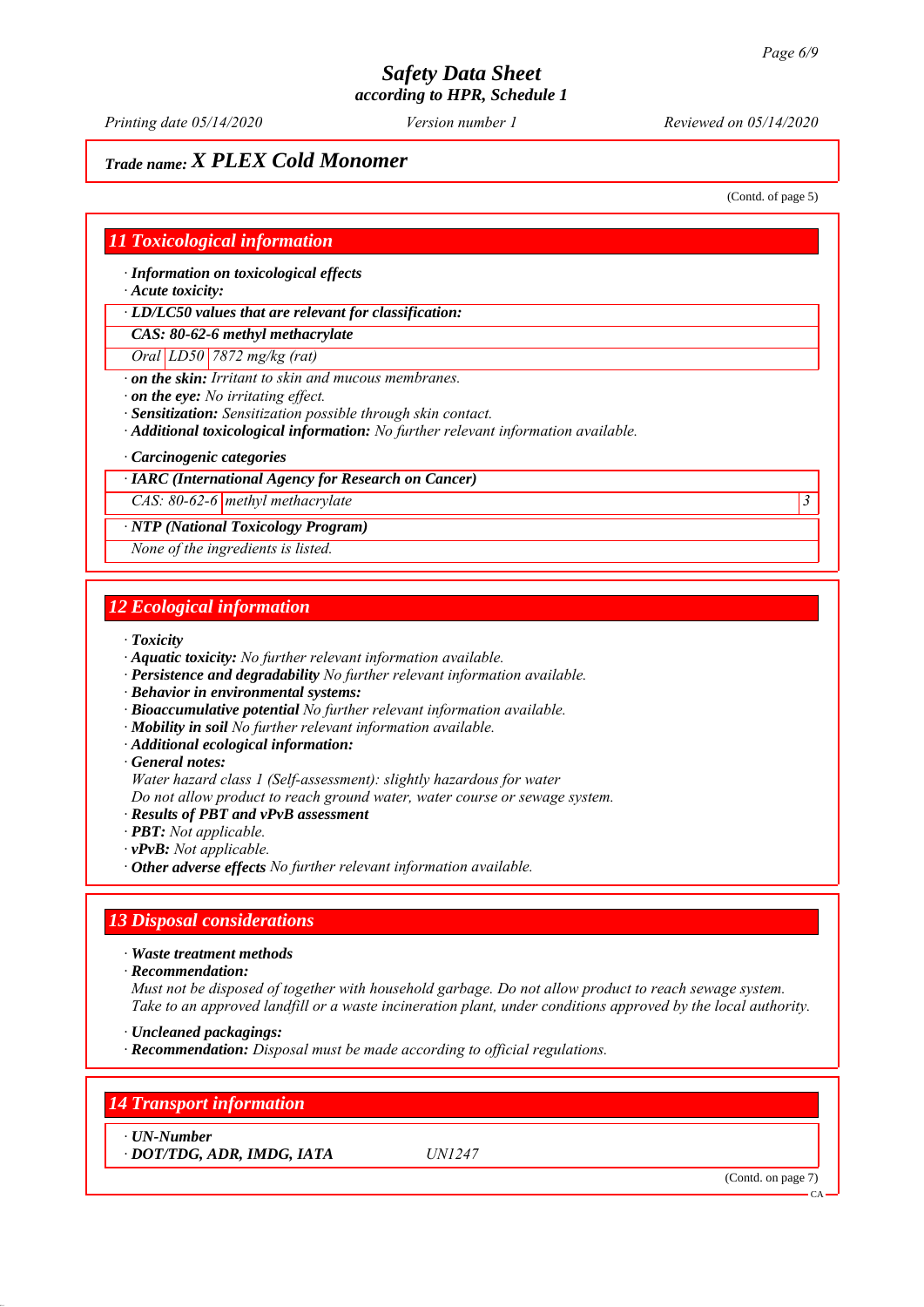Trade name: **X PLEX Cold Monomer**

(Contd. of page 5)

## 11 Toxicological information

· **Information on toxicological effects**
· **Acute toxicity:**

· **LD/LC50 values that are relevant for classification:**

| CAS: 80-62-6 methyl methacrylate | | |
|---|---|---|
| Oral | LD50 | 7872 mg/kg (rat) |

· **on the skin:** Irritant to skin and mucous membranes.
· **on the eye:** No irritating effect.
· **Sensitization:** Sensitization possible through skin contact.
· **Additional toxicological information:** No further relevant information available.

· **Carcinogenic categories**

· **IARC (International Agency for Research on Cancer)**

| CAS: 80-62-6 | methyl methacrylate | 3 |
|---|---|---|

· **NTP (National Toxicology Program)**

None of the ingredients is listed.

## 12 Ecological information

· **Toxicity**
· **Aquatic toxicity:** No further relevant information available.
· **Persistence and degradability** No further relevant information available.
· **Behavior in environmental systems:**
· **Bioaccumulative potential** No further relevant information available.
· **Mobility in soil** No further relevant information available.
· **Additional ecological information:**
· **General notes:**
Water hazard class 1 (Self-assessment): slightly hazardous for water
Do not allow product to reach ground water, water course or sewage system.
· **Results of PBT and vPvB assessment**
· **PBT:** Not applicable.
· **vPvB:** Not applicable.
· **Other adverse effects** No further relevant information available.

## 13 Disposal considerations

· **Waste treatment methods**
· **Recommendation:**
Must not be disposed of together with household garbage. Do not allow product to reach sewage system.
Take to an approved landfill or a waste incineration plant, under conditions approved by the local authority.

· **Uncleaned packagings:**
· **Recommendation:** Disposal must be made according to official regulations.

## 14 Transport information

· **UN-Number**
· **DOT/TDG, ADR, IMDG, IATA** UN1247

(Contd. on page 7)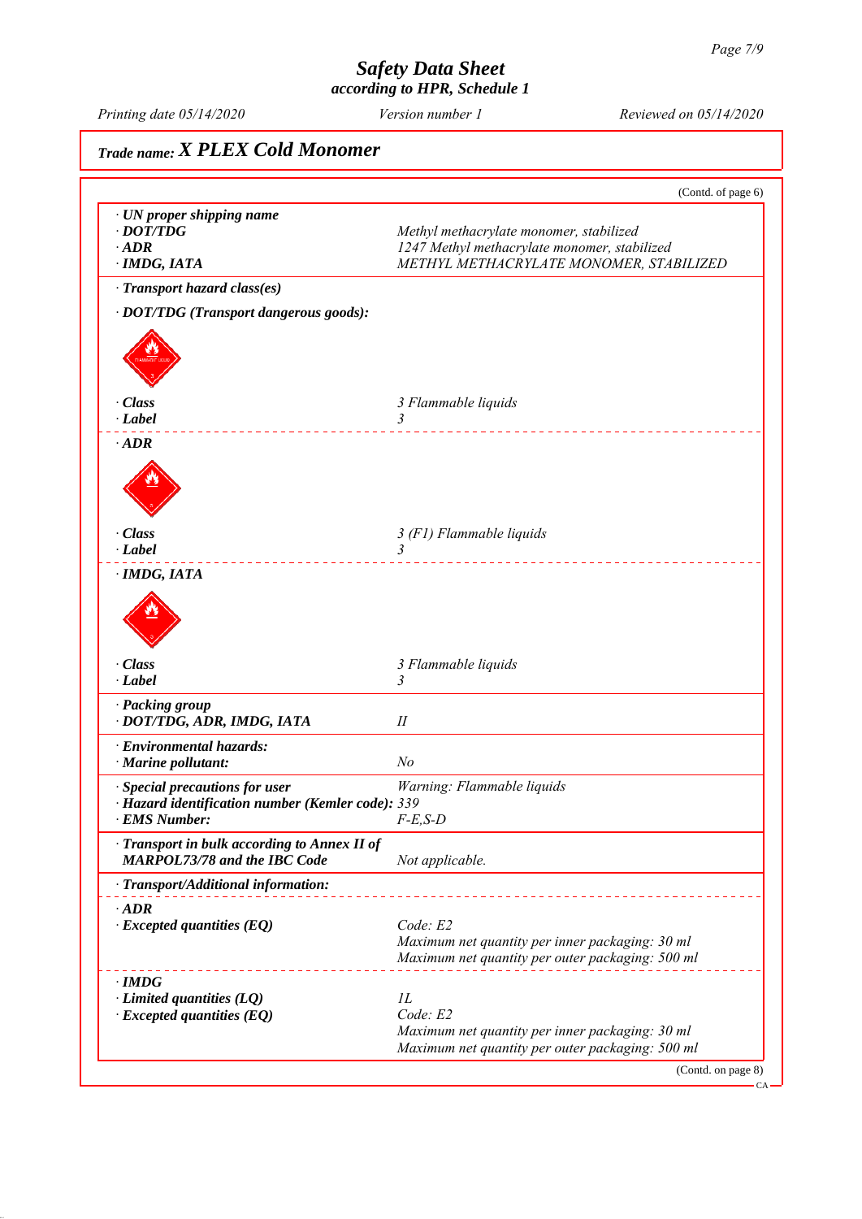# Safety Data Sheet
### according to HPR, Schedule 1

Printing date 05/14/2020 | Version number 1 | Reviewed on 05/14/2020

## Trade name: X PLEX Cold Monomer

(Contd. of page 6)

| | |
|---|---|
| · **UN proper shipping name** | |
| · **DOT/TDG** | Methyl methacrylate monomer, stabilized |
| · **ADR** | 1247 Methyl methacrylate monomer, stabilized |
| · **IMDG, IATA** | METHYL METHACRYLATE MONOMER, STABILIZED |

· **Transport hazard class(es)**

· **DOT/TDG (Transport dangerous goods):**

| | |
|---|---|
| · **Class** | 3 Flammable liquids |
| · **Label** | 3 |

· **ADR**

| | |
|---|---|
| · **Class** | 3 (F1) Flammable liquids |
| · **Label** | 3 |

· **IMDG, IATA**

| | |
|---|---|
| · **Class** | 3 Flammable liquids |
| · **Label** | 3 |

| | |
|---|---|
| · **Packing group** | |
| · **DOT/TDG, ADR, IMDG, IATA** | II |
| · **Environmental hazards:** | |
| · **Marine pollutant:** | No |
| · **Special precautions for user** | Warning: Flammable liquids |
| · **Hazard identification number (Kemler code):** | 339 |
| · **EMS Number:** | F-E,S-D |
| · **Transport in bulk according to Annex II of MARPOL73/78 and the IBC Code** | Not applicable. |

· **Transport/Additional information:**

| | |
|---|---|
| · **ADR** | |
| · **Excepted quantities (EQ)** | Code: E2<br>Maximum net quantity per inner packaging: 30 ml<br>Maximum net quantity per outer packaging: 500 ml |
| · **IMDG** | |
| · **Limited quantities (LQ)** | 1L |
| · **Excepted quantities (EQ)** | Code: E2<br>Maximum net quantity per inner packaging: 30 ml<br>Maximum net quantity per outer packaging: 500 ml |

(Contd. on page 8)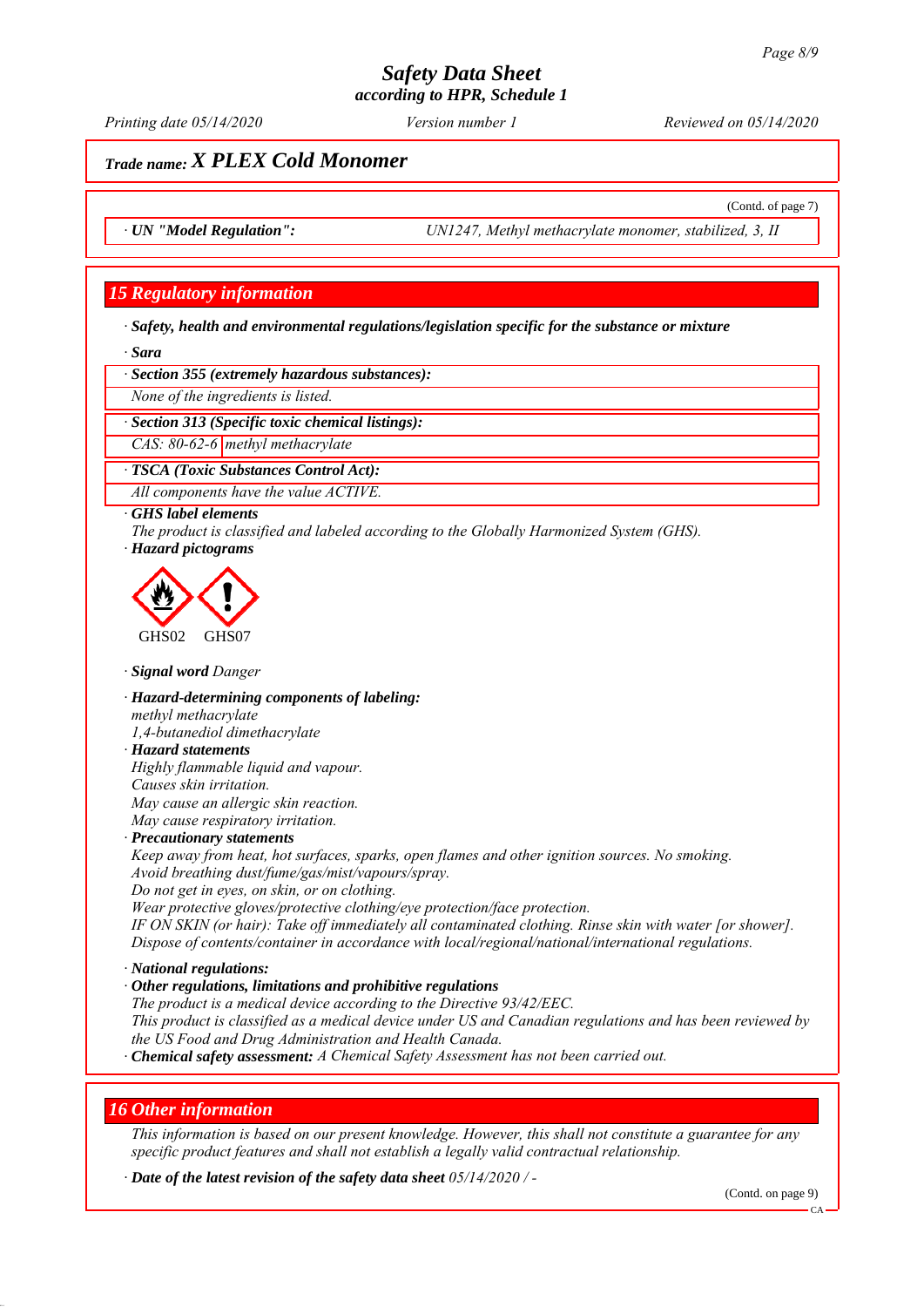# Safety Data Sheet
according to HPR, Schedule 1

Printing date 05/14/2020 | Version number 1 | Reviewed on 05/14/2020

## Trade name: X PLEX Cold Monomer

(Contd. of page 7)

| · UN "Model Regulation": | UN1247, Methyl methacrylate monomer, stabilized, 3, II |
|---|---|

## 15 Regulatory information

· **Safety, health and environmental regulations/legislation specific for the substance or mixture**

· **Sara**

· **Section 355 (extremely hazardous substances):**

None of the ingredients is listed.

· **Section 313 (Specific toxic chemical listings):**

| CAS: 80-62-6 | methyl methacrylate |
|---|---|

· **TSCA (Toxic Substances Control Act):**

All components have the value ACTIVE.

· **GHS label elements**

The product is classified and labeled according to the Globally Harmonized System (GHS).

· **Hazard pictograms**

GHS02 GHS07

· **Signal word** Danger

· **Hazard-determining components of labeling:**

methyl methacrylate
1,4-butanediol dimethacrylate

· **Hazard statements**

Highly flammable liquid and vapour.
Causes skin irritation.
May cause an allergic skin reaction.
May cause respiratory irritation.

· **Precautionary statements**

Keep away from heat, hot surfaces, sparks, open flames and other ignition sources. No smoking.
Avoid breathing dust/fume/gas/mist/vapours/spray.
Do not get in eyes, on skin, or on clothing.
Wear protective gloves/protective clothing/eye protection/face protection.
IF ON SKIN (or hair): Take off immediately all contaminated clothing. Rinse skin with water [or shower].
Dispose of contents/container in accordance with local/regional/national/international regulations.

· **National regulations:**

· **Other regulations, limitations and prohibitive regulations**

The product is a medical device according to the Directive 93/42/EEC.
This product is classified as a medical device under US and Canadian regulations and has been reviewed by the US Food and Drug Administration and Health Canada.

· **Chemical safety assessment:** A Chemical Safety Assessment has not been carried out.

## 16 Other information

This information is based on our present knowledge. However, this shall not constitute a guarantee for any specific product features and shall not establish a legally valid contractual relationship.

· **Date of the latest revision of the safety data sheet** 05/14/2020 / -

(Contd. on page 9)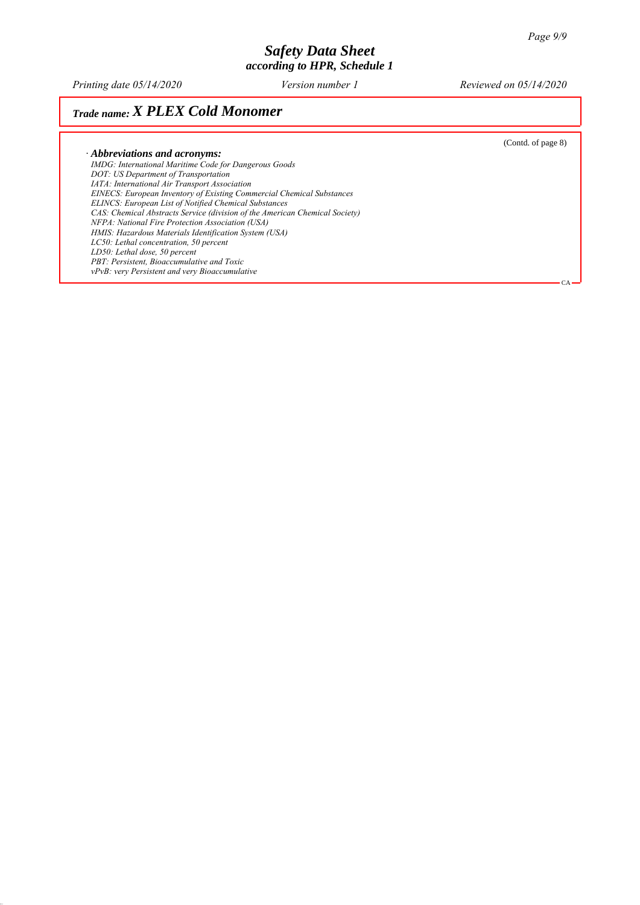*(Contd. of page 8)*

· ***Abbreviations and acronyms:***

*IMDG: International Maritime Code for Dangerous Goods*
*DOT: US Department of Transportation*
*IATA: International Air Transport Association*
*EINECS: European Inventory of Existing Commercial Chemical Substances*
*ELINCS: European List of Notified Chemical Substances*
*CAS: Chemical Abstracts Service (division of the American Chemical Society)*
*NFPA: National Fire Protection Association (USA)*
*HMIS: Hazardous Materials Identification System (USA)*
*LC50: Lethal concentration, 50 percent*
*LD50: Lethal dose, 50 percent*
*PBT: Persistent, Bioaccumulative and Toxic*
*vPvB: very Persistent and very Bioaccumulative*

CA